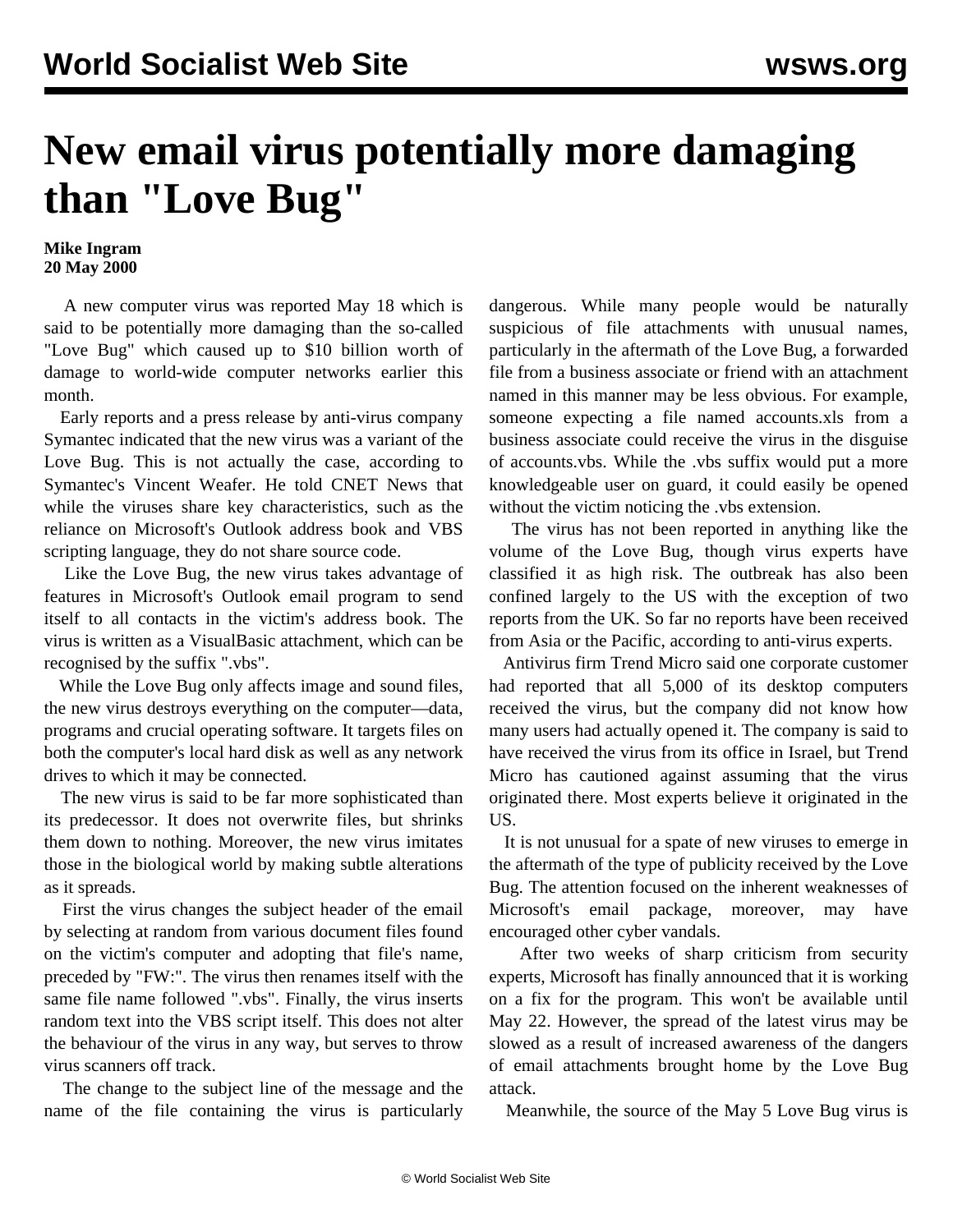# New email virus potentially more damaging than "Love Bug"

**Mike Ingram**
**20 May 2000**

A new computer virus was reported May 18 which is said to be potentially more damaging than the so-called "Love Bug" which caused up to $10 billion worth of damage to world-wide computer networks earlier this month.

Early reports and a press release by anti-virus company Symantec indicated that the new virus was a variant of the Love Bug. This is not actually the case, according to Symantec's Vincent Weafer. He told CNET News that while the viruses share key characteristics, such as the reliance on Microsoft's Outlook address book and VBS scripting language, they do not share source code.

Like the Love Bug, the new virus takes advantage of features in Microsoft's Outlook email program to send itself to all contacts in the victim's address book. The virus is written as a VisualBasic attachment, which can be recognised by the suffix ".vbs".

While the Love Bug only affects image and sound files, the new virus destroys everything on the computer—data, programs and crucial operating software. It targets files on both the computer's local hard disk as well as any network drives to which it may be connected.

The new virus is said to be far more sophisticated than its predecessor. It does not overwrite files, but shrinks them down to nothing. Moreover, the new virus imitates those in the biological world by making subtle alterations as it spreads.

First the virus changes the subject header of the email by selecting at random from various document files found on the victim's computer and adopting that file's name, preceded by "FW:". The virus then renames itself with the same file name followed ".vbs". Finally, the virus inserts random text into the VBS script itself. This does not alter the behaviour of the virus in any way, but serves to throw virus scanners off track.

The change to the subject line of the message and the name of the file containing the virus is particularly dangerous. While many people would be naturally suspicious of file attachments with unusual names, particularly in the aftermath of the Love Bug, a forwarded file from a business associate or friend with an attachment named in this manner may be less obvious. For example, someone expecting a file named accounts.xls from a business associate could receive the virus in the disguise of accounts.vbs. While the .vbs suffix would put a more knowledgeable user on guard, it could easily be opened without the victim noticing the .vbs extension.

The virus has not been reported in anything like the volume of the Love Bug, though virus experts have classified it as high risk. The outbreak has also been confined largely to the US with the exception of two reports from the UK. So far no reports have been received from Asia or the Pacific, according to anti-virus experts.

Antivirus firm Trend Micro said one corporate customer had reported that all 5,000 of its desktop computers received the virus, but the company did not know how many users had actually opened it. The company is said to have received the virus from its office in Israel, but Trend Micro has cautioned against assuming that the virus originated there. Most experts believe it originated in the US.

It is not unusual for a spate of new viruses to emerge in the aftermath of the type of publicity received by the Love Bug. The attention focused on the inherent weaknesses of Microsoft's email package, moreover, may have encouraged other cyber vandals.

After two weeks of sharp criticism from security experts, Microsoft has finally announced that it is working on a fix for the program. This won't be available until May 22. However, the spread of the latest virus may be slowed as a result of increased awareness of the dangers of email attachments brought home by the Love Bug attack.

Meanwhile, the source of the May 5 Love Bug virus is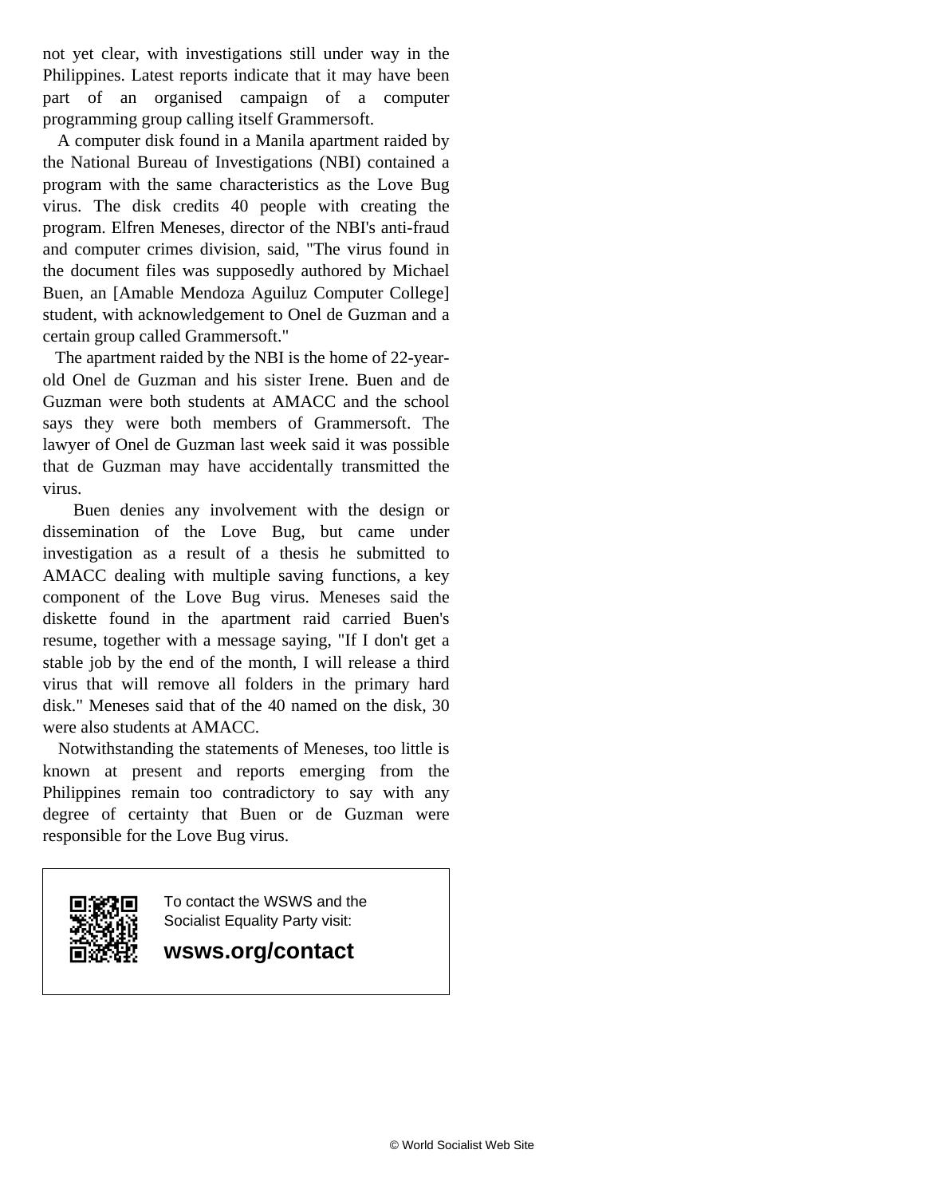not yet clear, with investigations still under way in the Philippines. Latest reports indicate that it may have been part of an organised campaign of a computer programming group calling itself Grammersoft.

A computer disk found in a Manila apartment raided by the National Bureau of Investigations (NBI) contained a program with the same characteristics as the Love Bug virus. The disk credits 40 people with creating the program. Elfren Meneses, director of the NBI's anti-fraud and computer crimes division, said, "The virus found in the document files was supposedly authored by Michael Buen, an [Amable Mendoza Aguiluz Computer College] student, with acknowledgement to Onel de Guzman and a certain group called Grammersoft."

The apartment raided by the NBI is the home of 22-year-old Onel de Guzman and his sister Irene. Buen and de Guzman were both students at AMACC and the school says they were both members of Grammersoft. The lawyer of Onel de Guzman last week said it was possible that de Guzman may have accidentally transmitted the virus.

Buen denies any involvement with the design or dissemination of the Love Bug, but came under investigation as a result of a thesis he submitted to AMACC dealing with multiple saving functions, a key component of the Love Bug virus. Meneses said the diskette found in the apartment raid carried Buen's resume, together with a message saying, "If I don't get a stable job by the end of the month, I will release a third virus that will remove all folders in the primary hard disk." Meneses said that of the 40 named on the disk, 30 were also students at AMACC.

Notwithstanding the statements of Meneses, too little is known at present and reports emerging from the Philippines remain too contradictory to say with any degree of certainty that Buen or de Guzman were responsible for the Love Bug virus.

To contact the WSWS and the Socialist Equality Party visit:

**wsws.org/contact**